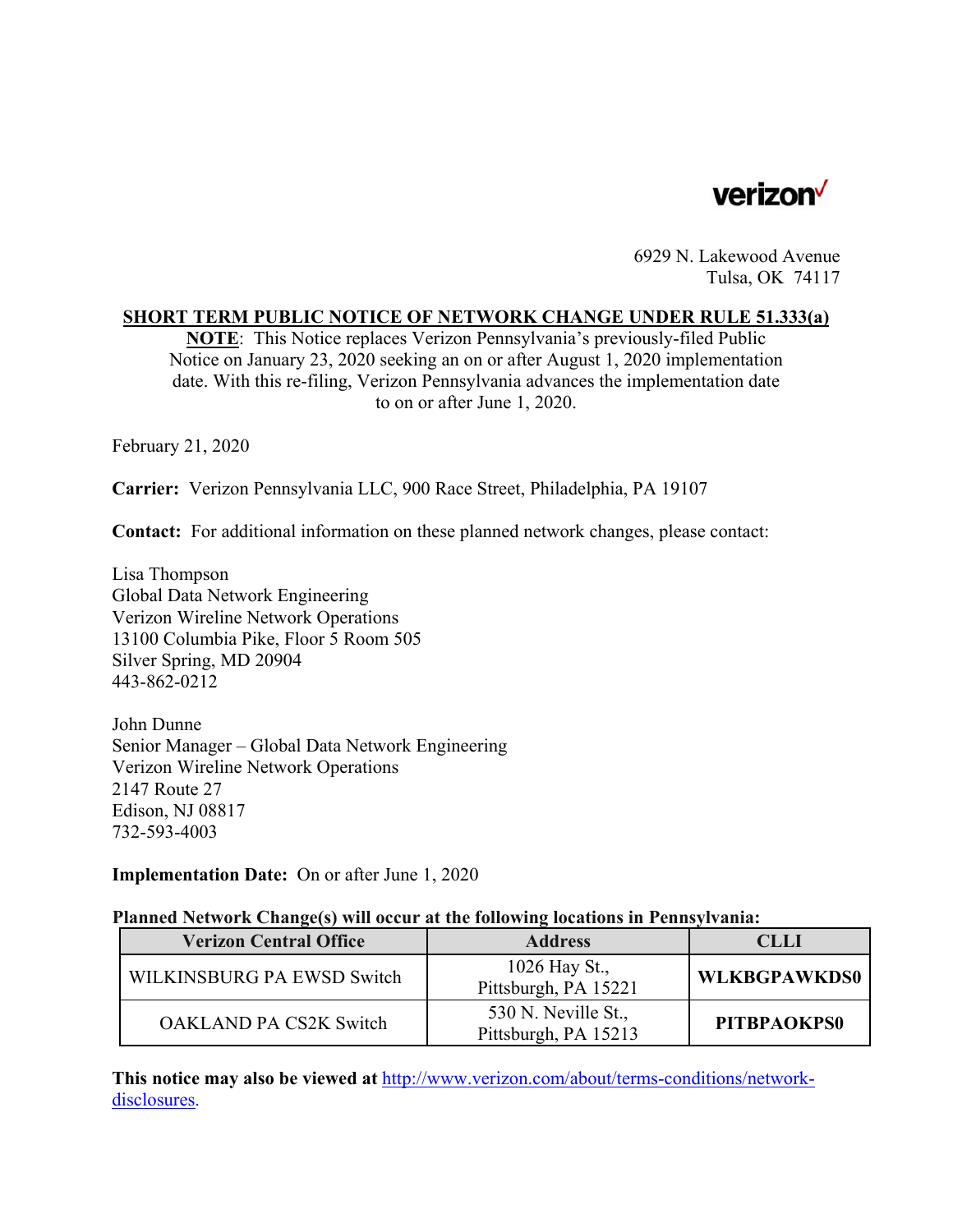verizon

6929 N. Lakewood Avenue
Tulsa, OK 74117

## SHORT TERM PUBLIC NOTICE OF NETWORK CHANGE UNDER RULE 51.333(a)

**NOTE**: This Notice replaces Verizon Pennsylvania's previously-filed Public Notice on January 23, 2020 seeking an on or after August 1, 2020 implementation date. With this re-filing, Verizon Pennsylvania advances the implementation date to on or after June 1, 2020.

February 21, 2020

**Carrier:** Verizon Pennsylvania LLC, 900 Race Street, Philadelphia, PA 19107

**Contact:** For additional information on these planned network changes, please contact:

Lisa Thompson
Global Data Network Engineering
Verizon Wireline Network Operations
13100 Columbia Pike, Floor 5 Room 505
Silver Spring, MD 20904
443-862-0212

John Dunne
Senior Manager – Global Data Network Engineering
Verizon Wireline Network Operations
2147 Route 27
Edison, NJ 08817
732-593-4003

**Implementation Date:** On or after June 1, 2020

**Planned Network Change(s) will occur at the following locations in Pennsylvania:**

| Verizon Central Office | Address | CLLI |
|---|---|---|
| WILKINSBURG PA EWSD Switch | 1026 Hay St., Pittsburgh, PA 15221 | **WLKBGPAWKDS0** |
| OAKLAND PA CS2K Switch | 530 N. Neville St., Pittsburgh, PA 15213 | **PITBPAOKPS0** |

**This notice may also be viewed at** http://www.verizon.com/about/terms-conditions/network-disclosures.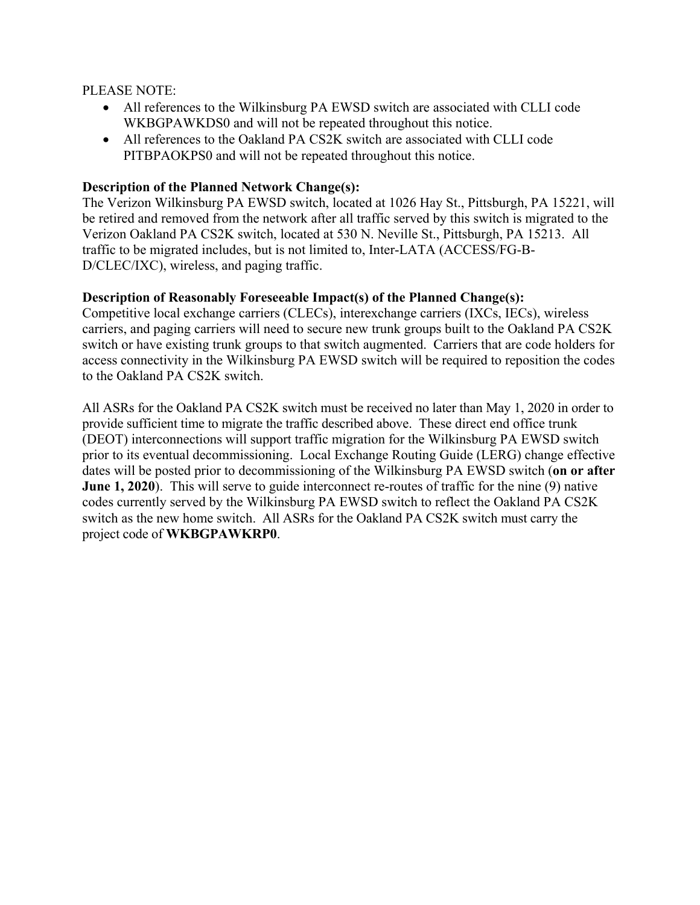PLEASE NOTE:

- All references to the Wilkinsburg PA EWSD switch are associated with CLLI code WKBGPAWKDS0 and will not be repeated throughout this notice.
- All references to the Oakland PA CS2K switch are associated with CLLI code PITBPAOKPS0 and will not be repeated throughout this notice.

**Description of the Planned Network Change(s):**
The Verizon Wilkinsburg PA EWSD switch, located at 1026 Hay St., Pittsburgh, PA 15221, will be retired and removed from the network after all traffic served by this switch is migrated to the Verizon Oakland PA CS2K switch, located at 530 N. Neville St., Pittsburgh, PA 15213. All traffic to be migrated includes, but is not limited to, Inter-LATA (ACCESS/FG-B-D/CLEC/IXC), wireless, and paging traffic.

**Description of Reasonably Foreseeable Impact(s) of the Planned Change(s):**
Competitive local exchange carriers (CLECs), interexchange carriers (IXCs, IECs), wireless carriers, and paging carriers will need to secure new trunk groups built to the Oakland PA CS2K switch or have existing trunk groups to that switch augmented. Carriers that are code holders for access connectivity in the Wilkinsburg PA EWSD switch will be required to reposition the codes to the Oakland PA CS2K switch.

All ASRs for the Oakland PA CS2K switch must be received no later than May 1, 2020 in order to provide sufficient time to migrate the traffic described above. These direct end office trunk (DEOT) interconnections will support traffic migration for the Wilkinsburg PA EWSD switch prior to its eventual decommissioning. Local Exchange Routing Guide (LERG) change effective dates will be posted prior to decommissioning of the Wilkinsburg PA EWSD switch (**on or after June 1, 2020**). This will serve to guide interconnect re-routes of traffic for the nine (9) native codes currently served by the Wilkinsburg PA EWSD switch to reflect the Oakland PA CS2K switch as the new home switch. All ASRs for the Oakland PA CS2K switch must carry the project code of **WKBGPAWKRP0**.